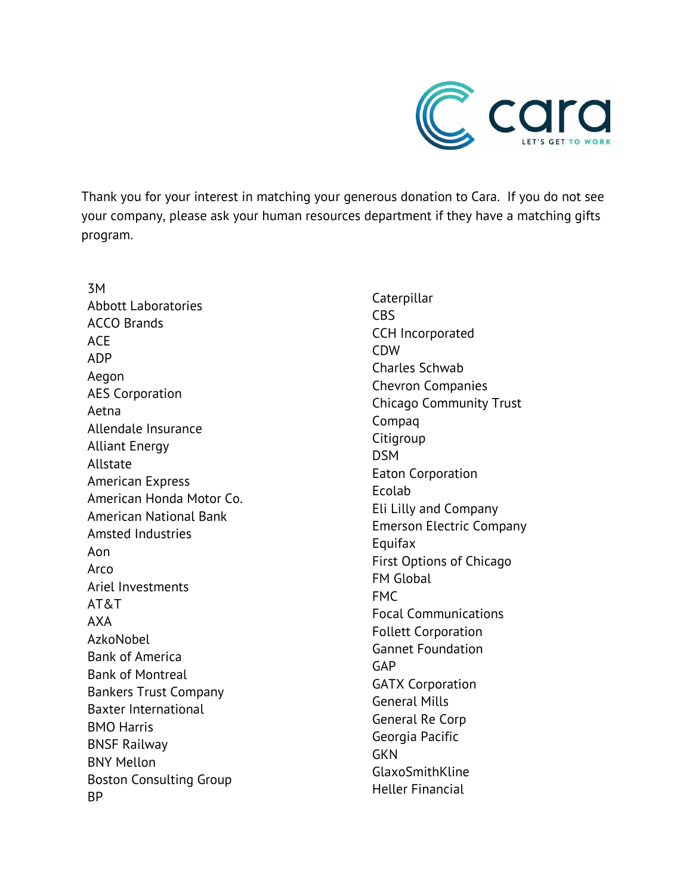cara

LET'S GET TO WORK

Thank you for your interest in matching your generous donation to Cara. If you do not see your company, please ask your human resources department if they have a matching gifts program.

3M
Abbott Laboratories
ACCO Brands
ACE
ADP
Aegon
AES Corporation
Aetna
Allendale Insurance
Alliant Energy
Allstate
American Express
American Honda Motor Co.
American National Bank
Amsted Industries
Aon
Arco
Ariel Investments
AT&T
AXA
AzkoNobel
Bank of America
Bank of Montreal
Bankers Trust Company
Baxter International
BMO Harris
BNSF Railway
BNY Mellon
Boston Consulting Group
BP
Caterpillar
CBS
CCH Incorporated
CDW
Charles Schwab
Chevron Companies
Chicago Community Trust
Compaq
Citigroup
DSM
Eaton Corporation
Ecolab
Eli Lilly and Company
Emerson Electric Company
Equifax
First Options of Chicago
FM Global
FMC
Focal Communications
Follett Corporation
Gannet Foundation
GAP
GATX Corporation
General Mills
General Re Corp
Georgia Pacific
GKN
GlaxoSmithKline
Heller Financial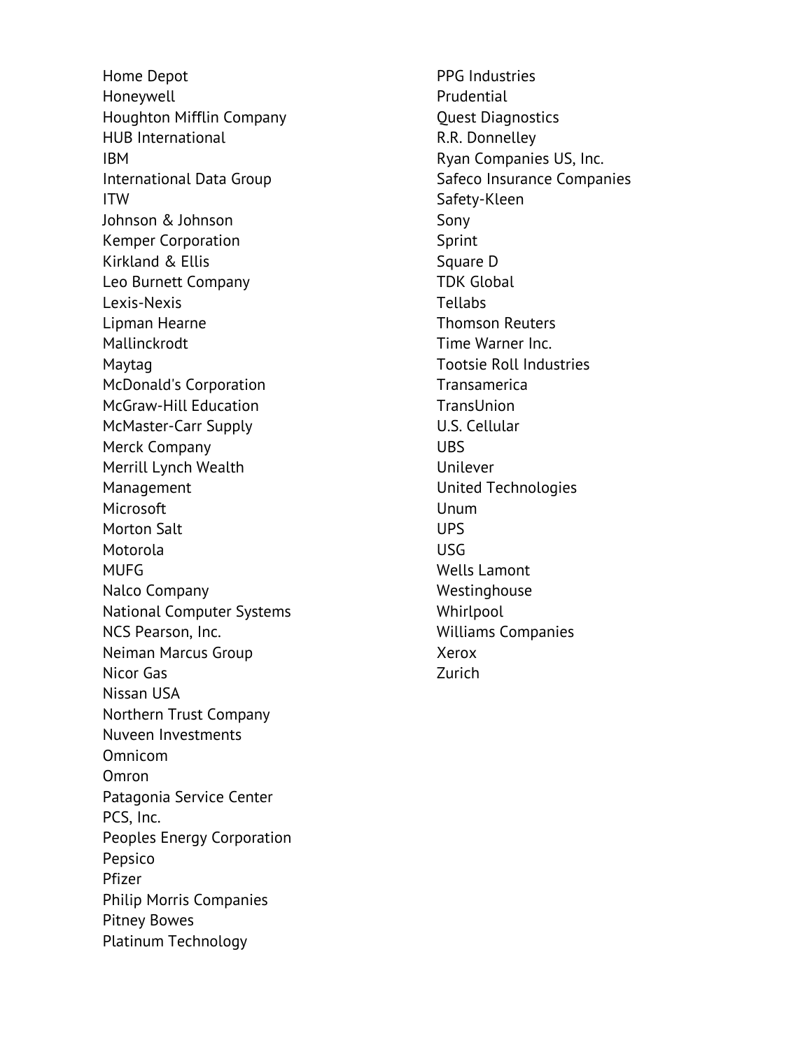Home Depot
Honeywell
Houghton Mifflin Company
HUB International
IBM
International Data Group
ITW
Johnson & Johnson
Kemper Corporation
Kirkland & Ellis
Leo Burnett Company
Lexis-Nexis
Lipman Hearne
Mallinckrodt
Maytag
McDonald's Corporation
McGraw-Hill Education
McMaster-Carr Supply
Merck Company
Merrill Lynch Wealth Management
Microsoft
Morton Salt
Motorola
MUFG
Nalco Company
National Computer Systems
NCS Pearson, Inc.
Neiman Marcus Group
Nicor Gas
Nissan USA
Northern Trust Company
Nuveen Investments
Omnicom
Omron
Patagonia Service Center
PCS, Inc.
Peoples Energy Corporation
Pepsico
Pfizer
Philip Morris Companies
Pitney Bowes
Platinum Technology
PPG Industries
Prudential
Quest Diagnostics
R.R. Donnelley
Ryan Companies US, Inc.
Safeco Insurance Companies
Safety-Kleen
Sony
Sprint
Square D
TDK Global
Tellabs
Thomson Reuters
Time Warner Inc.
Tootsie Roll Industries
Transamerica
TransUnion
U.S. Cellular
UBS
Unilever
United Technologies
Unum
UPS
USG
Wells Lamont
Westinghouse
Whirlpool
Williams Companies
Xerox
Zurich